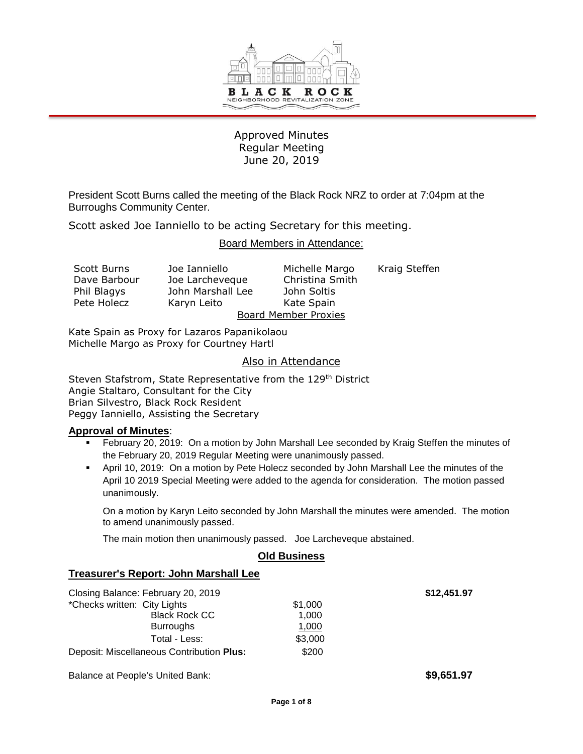BLACK ROCK
NEIGHBORHOOD REVITALIZATION ZONE

# Approved Minutes
## Regular Meeting
## June 20, 2019

President Scott Burns called the meeting of the Black Rock NRZ to order at 7:04pm at the Burroughs Community Center.

Scott asked Joe Ianniello to be acting Secretary for this meeting.

### Board Members in Attendance:

| | | | |
|---|---|---|---|
| Scott Burns | Joe Ianniello | Michelle Margo | Kraig Steffen |
| Dave Barbour | Joe Larcheveque | Christina Smith | |
| Phil Blagys | John Marshall Lee | John Soltis | |
| Pete Holecz | Karyn Leito | Kate Spain | |

### Board Member Proxies

Kate Spain as Proxy for Lazaros Papanikolaou
Michelle Margo as Proxy for Courtney Hartl

### Also in Attendance

Steven Stafstrom, State Representative from the 129th District
Angie Staltaro, Consultant for the City
Brian Silvestro, Black Rock Resident
Peggy Ianniello, Assisting the Secretary

### Approval of Minutes:

- February 20, 2019: On a motion by John Marshall Lee seconded by Kraig Steffen the minutes of the February 20, 2019 Regular Meeting were unanimously passed.
- April 10, 2019: On a motion by Pete Holecz seconded by John Marshall Lee the minutes of the April 10 2019 Special Meeting were added to the agenda for consideration. The motion passed unanimously.

  On a motion by Karyn Leito seconded by John Marshall the minutes were amended. The motion to amend unanimously passed.

  The main motion then unanimously passed. Joe Larcheveque abstained.

## Old Business

### Treasurer's Report: John Marshall Lee

| | | |
|---|---|---|
| Closing Balance: February 20, 2019 | | **$12,451.97** |
| *Checks written: City Lights | $1,000 | |
| Black Rock CC | 1,000 | |
| Burroughs | 1,000 | |
| Total - Less: | $3,000 | |
| Deposit: Miscellaneous Contribution **Plus:** | $200 | |
| Balance at People's United Bank: | | **$9,651.97** |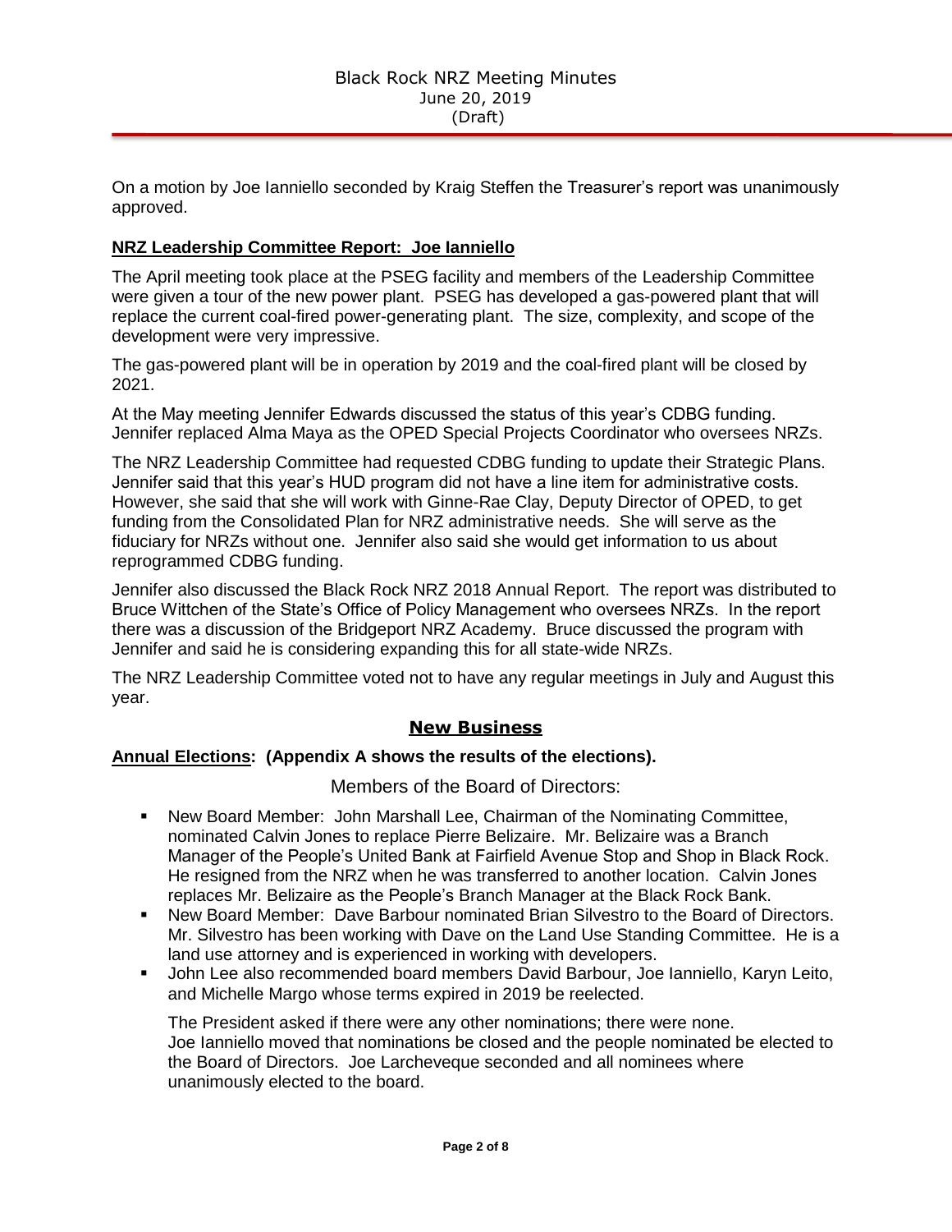On a motion by Joe Ianniello seconded by Kraig Steffen the Treasurer's report was unanimously approved.

**NRZ Leadership Committee Report: Joe Ianniello**

The April meeting took place at the PSEG facility and members of the Leadership Committee were given a tour of the new power plant. PSEG has developed a gas-powered plant that will replace the current coal-fired power-generating plant. The size, complexity, and scope of the development were very impressive.

The gas-powered plant will be in operation by 2019 and the coal-fired plant will be closed by 2021.

At the May meeting Jennifer Edwards discussed the status of this year's CDBG funding. Jennifer replaced Alma Maya as the OPED Special Projects Coordinator who oversees NRZs.

The NRZ Leadership Committee had requested CDBG funding to update their Strategic Plans. Jennifer said that this year's HUD program did not have a line item for administrative costs. However, she said that she will work with Ginne-Rae Clay, Deputy Director of OPED, to get funding from the Consolidated Plan for NRZ administrative needs. She will serve as the fiduciary for NRZs without one. Jennifer also said she would get information to us about reprogrammed CDBG funding.

Jennifer also discussed the Black Rock NRZ 2018 Annual Report. The report was distributed to Bruce Wittchen of the State's Office of Policy Management who oversees NRZs. In the report there was a discussion of the Bridgeport NRZ Academy. Bruce discussed the program with Jennifer and said he is considering expanding this for all state-wide NRZs.

The NRZ Leadership Committee voted not to have any regular meetings in July and August this year.

## New Business

**Annual Elections: (Appendix A shows the results of the elections).**

Members of the Board of Directors:

- New Board Member: John Marshall Lee, Chairman of the Nominating Committee, nominated Calvin Jones to replace Pierre Belizaire. Mr. Belizaire was a Branch Manager of the People's United Bank at Fairfield Avenue Stop and Shop in Black Rock. He resigned from the NRZ when he was transferred to another location. Calvin Jones replaces Mr. Belizaire as the People's Branch Manager at the Black Rock Bank.
- New Board Member: Dave Barbour nominated Brian Silvestro to the Board of Directors. Mr. Silvestro has been working with Dave on the Land Use Standing Committee. He is a land use attorney and is experienced in working with developers.
- John Lee also recommended board members David Barbour, Joe Ianniello, Karyn Leito, and Michelle Margo whose terms expired in 2019 be reelected.

The President asked if there were any other nominations; there were none. Joe Ianniello moved that nominations be closed and the people nominated be elected to the Board of Directors. Joe Larcheveque seconded and all nominees where unanimously elected to the board.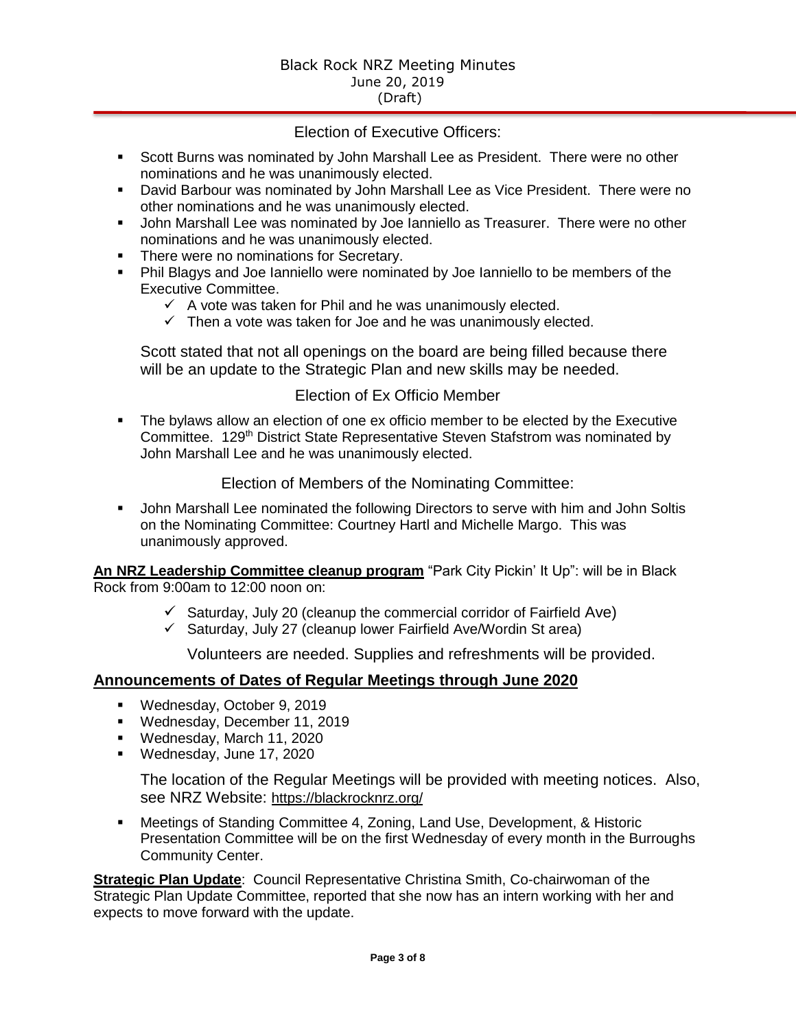### Election of Executive Officers:

- Scott Burns was nominated by John Marshall Lee as President. There were no other nominations and he was unanimously elected.
- David Barbour was nominated by John Marshall Lee as Vice President. There were no other nominations and he was unanimously elected.
- John Marshall Lee was nominated by Joe Ianniello as Treasurer. There were no other nominations and he was unanimously elected.
- There were no nominations for Secretary.
- Phil Blagys and Joe Ianniello were nominated by Joe Ianniello to be members of the Executive Committee.
  - ✓ A vote was taken for Phil and he was unanimously elected.
  - ✓ Then a vote was taken for Joe and he was unanimously elected.

Scott stated that not all openings on the board are being filled because there will be an update to the Strategic Plan and new skills may be needed.

### Election of Ex Officio Member

- The bylaws allow an election of one ex officio member to be elected by the Executive Committee. 129th District State Representative Steven Stafstrom was nominated by John Marshall Lee and he was unanimously elected.

### Election of Members of the Nominating Committee:

- John Marshall Lee nominated the following Directors to serve with him and John Soltis on the Nominating Committee: Courtney Hartl and Michelle Margo. This was unanimously approved.

**An NRZ Leadership Committee cleanup program** "Park City Pickin' It Up": will be in Black Rock from 9:00am to 12:00 noon on:

- ✓ Saturday, July 20 (cleanup the commercial corridor of Fairfield Ave)
- ✓ Saturday, July 27 (cleanup lower Fairfield Ave/Wordin St area)

Volunteers are needed. Supplies and refreshments will be provided.

## Announcements of Dates of Regular Meetings through June 2020

- Wednesday, October 9, 2019
- Wednesday, December 11, 2019
- Wednesday, March 11, 2020
- Wednesday, June 17, 2020

The location of the Regular Meetings will be provided with meeting notices. Also, see NRZ Website: https://blackrocknrz.org/

- Meetings of Standing Committee 4, Zoning, Land Use, Development, & Historic Presentation Committee will be on the first Wednesday of every month in the Burroughs Community Center.

**Strategic Plan Update**: Council Representative Christina Smith, Co-chairwoman of the Strategic Plan Update Committee, reported that she now has an intern working with her and expects to move forward with the update.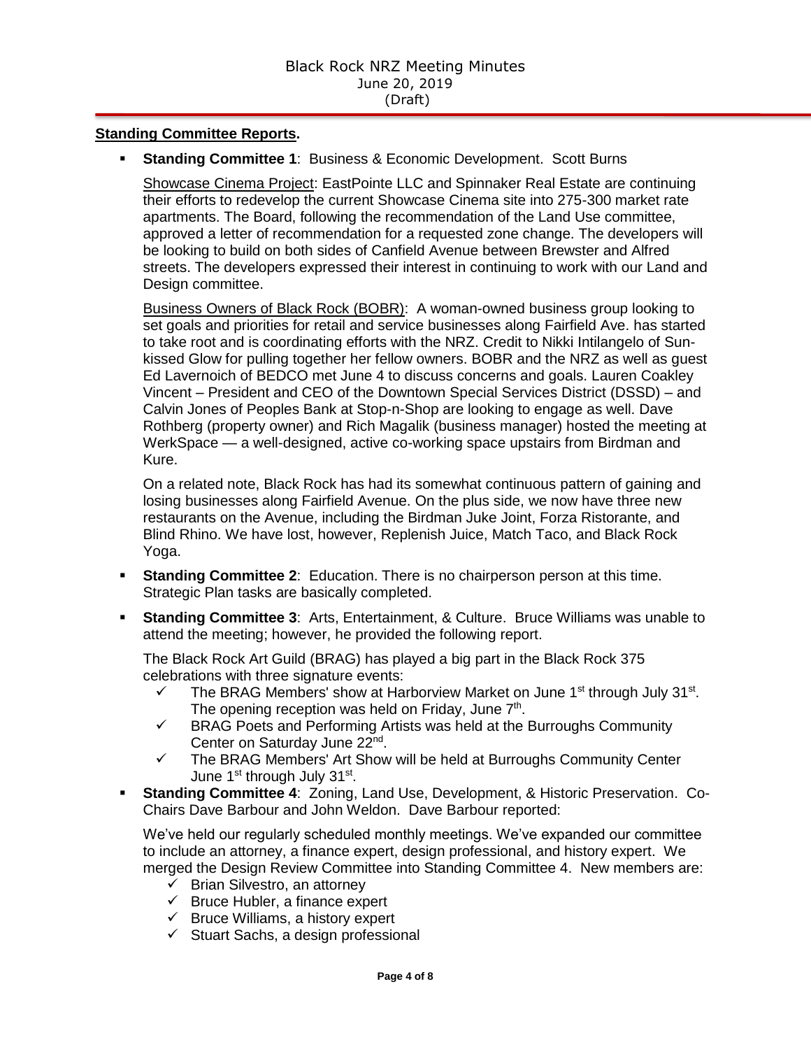**Standing Committee Reports.**

- **Standing Committee 1**: Business & Economic Development. Scott Burns

  Showcase Cinema Project: EastPointe LLC and Spinnaker Real Estate are continuing their efforts to redevelop the current Showcase Cinema site into 275-300 market rate apartments. The Board, following the recommendation of the Land Use committee, approved a letter of recommendation for a requested zone change. The developers will be looking to build on both sides of Canfield Avenue between Brewster and Alfred streets. The developers expressed their interest in continuing to work with our Land and Design committee.

  Business Owners of Black Rock (BOBR): A woman-owned business group looking to set goals and priorities for retail and service businesses along Fairfield Ave. has started to take root and is coordinating efforts with the NRZ. Credit to Nikki Intilangelo of Sun-kissed Glow for pulling together her fellow owners. BOBR and the NRZ as well as guest Ed Lavernoich of BEDCO met June 4 to discuss concerns and goals. Lauren Coakley Vincent – President and CEO of the Downtown Special Services District (DSSD) – and Calvin Jones of Peoples Bank at Stop-n-Shop are looking to engage as well. Dave Rothberg (property owner) and Rich Magalik (business manager) hosted the meeting at WerkSpace — a well-designed, active co-working space upstairs from Birdman and Kure.

  On a related note, Black Rock has had its somewhat continuous pattern of gaining and losing businesses along Fairfield Avenue. On the plus side, we now have three new restaurants on the Avenue, including the Birdman Juke Joint, Forza Ristorante, and Blind Rhino. We have lost, however, Replenish Juice, Match Taco, and Black Rock Yoga.

- **Standing Committee 2**: Education. There is no chairperson person at this time. Strategic Plan tasks are basically completed.

- **Standing Committee 3**: Arts, Entertainment, & Culture. Bruce Williams was unable to attend the meeting; however, he provided the following report.

  The Black Rock Art Guild (BRAG) has played a big part in the Black Rock 375 celebrations with three signature events:
  - ✓ The BRAG Members' show at Harborview Market on June 1st through July 31st. The opening reception was held on Friday, June 7th.
  - ✓ BRAG Poets and Performing Artists was held at the Burroughs Community Center on Saturday June 22nd.
  - ✓ The BRAG Members' Art Show will be held at Burroughs Community Center June 1st through July 31st.

- **Standing Committee 4**: Zoning, Land Use, Development, & Historic Preservation. Co-Chairs Dave Barbour and John Weldon. Dave Barbour reported:

  We've held our regularly scheduled monthly meetings. We've expanded our committee to include an attorney, a finance expert, design professional, and history expert. We merged the Design Review Committee into Standing Committee 4. New members are:
  - ✓ Brian Silvestro, an attorney
  - ✓ Bruce Hubler, a finance expert
  - ✓ Bruce Williams, a history expert
  - ✓ Stuart Sachs, a design professional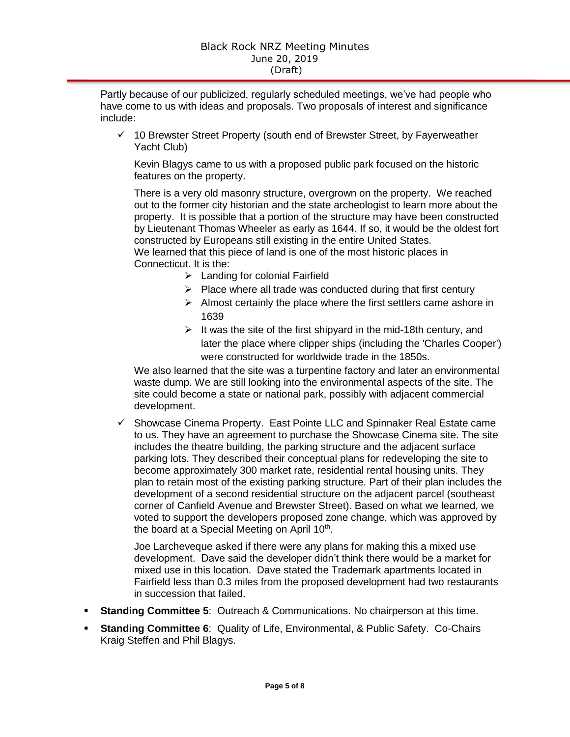Partly because of our publicized, regularly scheduled meetings, we've had people who have come to us with ideas and proposals. Two proposals of interest and significance include:

- ✓ 10 Brewster Street Property (south end of Brewster Street, by Fayerweather Yacht Club)

  Kevin Blagys came to us with a proposed public park focused on the historic features on the property.

  There is a very old masonry structure, overgrown on the property. We reached out to the former city historian and the state archeologist to learn more about the property. It is possible that a portion of the structure may have been constructed by Lieutenant Thomas Wheeler as early as 1644. If so, it would be the oldest fort constructed by Europeans still existing in the entire United States.
  We learned that this piece of land is one of the most historic places in Connecticut. It is the:

  - Landing for colonial Fairfield
  - Place where all trade was conducted during that first century
  - Almost certainly the place where the first settlers came ashore in 1639
  - It was the site of the first shipyard in the mid-18th century, and later the place where clipper ships (including the 'Charles Cooper') were constructed for worldwide trade in the 1850s.

  We also learned that the site was a turpentine factory and later an environmental waste dump. We are still looking into the environmental aspects of the site. The site could become a state or national park, possibly with adjacent commercial development.

- ✓ Showcase Cinema Property. East Pointe LLC and Spinnaker Real Estate came to us. They have an agreement to purchase the Showcase Cinema site. The site includes the theatre building, the parking structure and the adjacent surface parking lots. They described their conceptual plans for redeveloping the site to become approximately 300 market rate, residential rental housing units. They plan to retain most of the existing parking structure. Part of their plan includes the development of a second residential structure on the adjacent parcel (southeast corner of Canfield Avenue and Brewster Street). Based on what we learned, we voted to support the developers proposed zone change, which was approved by the board at a Special Meeting on April 10th.

  Joe Larcheveque asked if there were any plans for making this a mixed use development. Dave said the developer didn't think there would be a market for mixed use in this location. Dave stated the Trademark apartments located in Fairfield less than 0.3 miles from the proposed development had two restaurants in succession that failed.

- **Standing Committee 5**: Outreach & Communications. No chairperson at this time.
- **Standing Committee 6**: Quality of Life, Environmental, & Public Safety. Co-Chairs Kraig Steffen and Phil Blagys.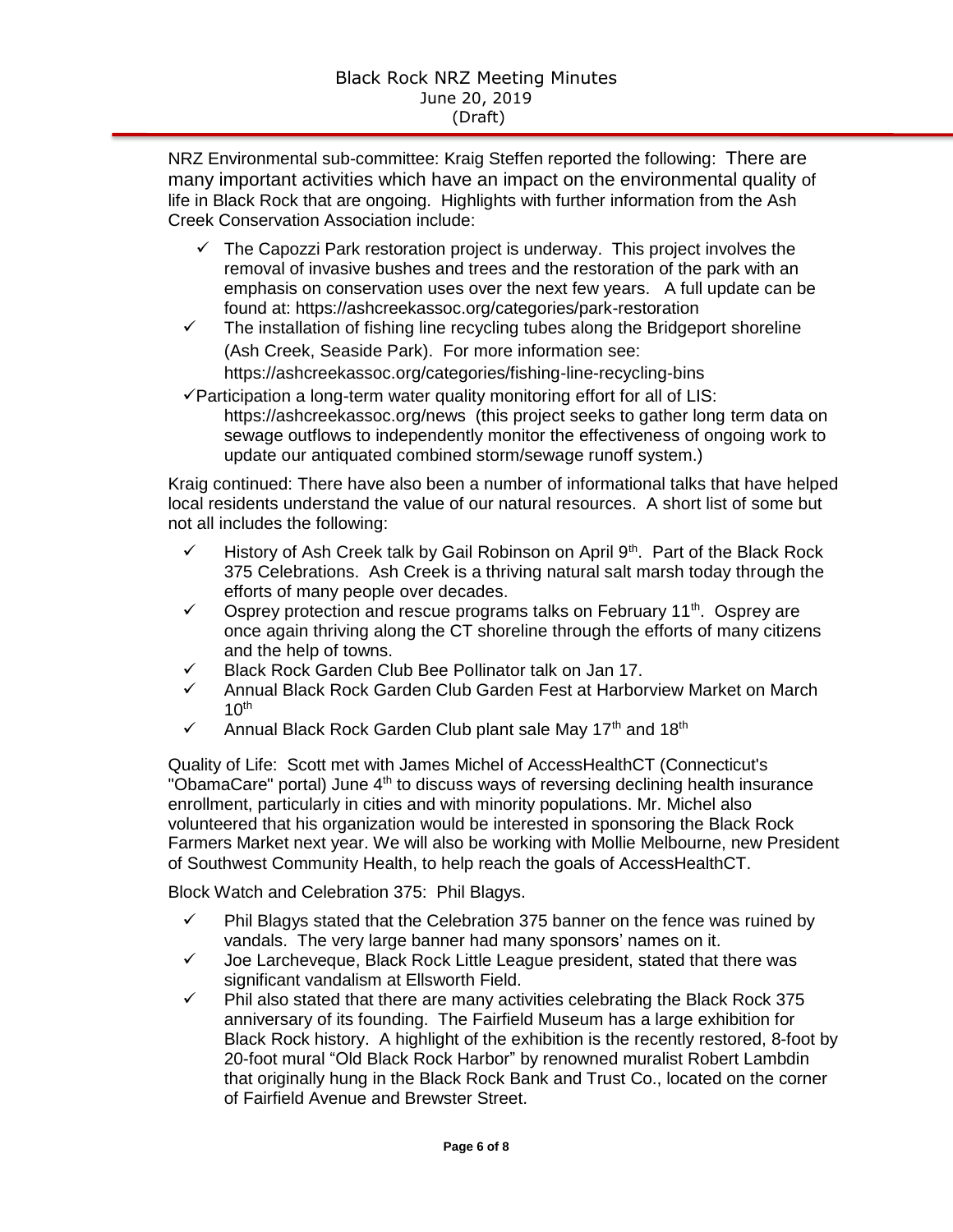NRZ Environmental sub-committee: Kraig Steffen reported the following: There are many important activities which have an impact on the environmental quality of life in Black Rock that are ongoing. Highlights with further information from the Ash Creek Conservation Association include:

- ✓ The Capozzi Park restoration project is underway. This project involves the removal of invasive bushes and trees and the restoration of the park with an emphasis on conservation uses over the next few years. A full update can be found at: https://ashcreekassoc.org/categories/park-restoration
- ✓ The installation of fishing line recycling tubes along the Bridgeport shoreline (Ash Creek, Seaside Park). For more information see: https://ashcreekassoc.org/categories/fishing-line-recycling-bins
- ✓ Participation a long-term water quality monitoring effort for all of LIS: https://ashcreekassoc.org/news (this project seeks to gather long term data on sewage outflows to independently monitor the effectiveness of ongoing work to update our antiquated combined storm/sewage runoff system.)

Kraig continued: There have also been a number of informational talks that have helped local residents understand the value of our natural resources. A short list of some but not all includes the following:

- ✓ History of Ash Creek talk by Gail Robinson on April 9th. Part of the Black Rock 375 Celebrations. Ash Creek is a thriving natural salt marsh today through the efforts of many people over decades.
- ✓ Osprey protection and rescue programs talks on February 11th. Osprey are once again thriving along the CT shoreline through the efforts of many citizens and the help of towns.
- ✓ Black Rock Garden Club Bee Pollinator talk on Jan 17.
- ✓ Annual Black Rock Garden Club Garden Fest at Harborview Market on March 10th
- ✓ Annual Black Rock Garden Club plant sale May 17th and 18th

Quality of Life: Scott met with James Michel of AccessHealthCT (Connecticut's "ObamaCare" portal) June 4th to discuss ways of reversing declining health insurance enrollment, particularly in cities and with minority populations. Mr. Michel also volunteered that his organization would be interested in sponsoring the Black Rock Farmers Market next year. We will also be working with Mollie Melbourne, new President of Southwest Community Health, to help reach the goals of AccessHealthCT.

Block Watch and Celebration 375: Phil Blagys.

- ✓ Phil Blagys stated that the Celebration 375 banner on the fence was ruined by vandals. The very large banner had many sponsors' names on it.
- ✓ Joe Larcheveque, Black Rock Little League president, stated that there was significant vandalism at Ellsworth Field.
- ✓ Phil also stated that there are many activities celebrating the Black Rock 375 anniversary of its founding. The Fairfield Museum has a large exhibition for Black Rock history. A highlight of the exhibition is the recently restored, 8-foot by 20-foot mural "Old Black Rock Harbor" by renowned muralist Robert Lambdin that originally hung in the Black Rock Bank and Trust Co., located on the corner of Fairfield Avenue and Brewster Street.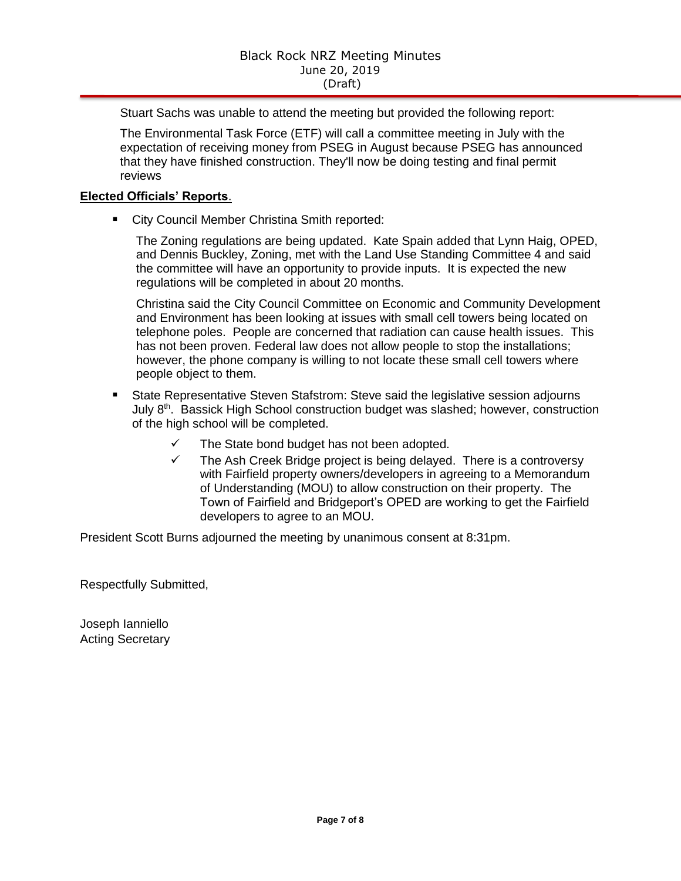Stuart Sachs was unable to attend the meeting but provided the following report:

The Environmental Task Force (ETF) will call a committee meeting in July with the expectation of receiving money from PSEG in August because PSEG has announced that they have finished construction. They'll now be doing testing and final permit reviews

**Elected Officials' Reports**.

- City Council Member Christina Smith reported:

  The Zoning regulations are being updated. Kate Spain added that Lynn Haig, OPED, and Dennis Buckley, Zoning, met with the Land Use Standing Committee 4 and said the committee will have an opportunity to provide inputs. It is expected the new regulations will be completed in about 20 months.

  Christina said the City Council Committee on Economic and Community Development and Environment has been looking at issues with small cell towers being located on telephone poles. People are concerned that radiation can cause health issues. This has not been proven. Federal law does not allow people to stop the installations; however, the phone company is willing to not locate these small cell towers where people object to them.

- State Representative Steven Stafstrom: Steve said the legislative session adjourns July 8th. Bassick High School construction budget was slashed; however, construction of the high school will be completed.
  - ✓ The State bond budget has not been adopted.
  - ✓ The Ash Creek Bridge project is being delayed. There is a controversy with Fairfield property owners/developers in agreeing to a Memorandum of Understanding (MOU) to allow construction on their property. The Town of Fairfield and Bridgeport's OPED are working to get the Fairfield developers to agree to an MOU.

President Scott Burns adjourned the meeting by unanimous consent at 8:31pm.

Respectfully Submitted,

Joseph Ianniello
Acting Secretary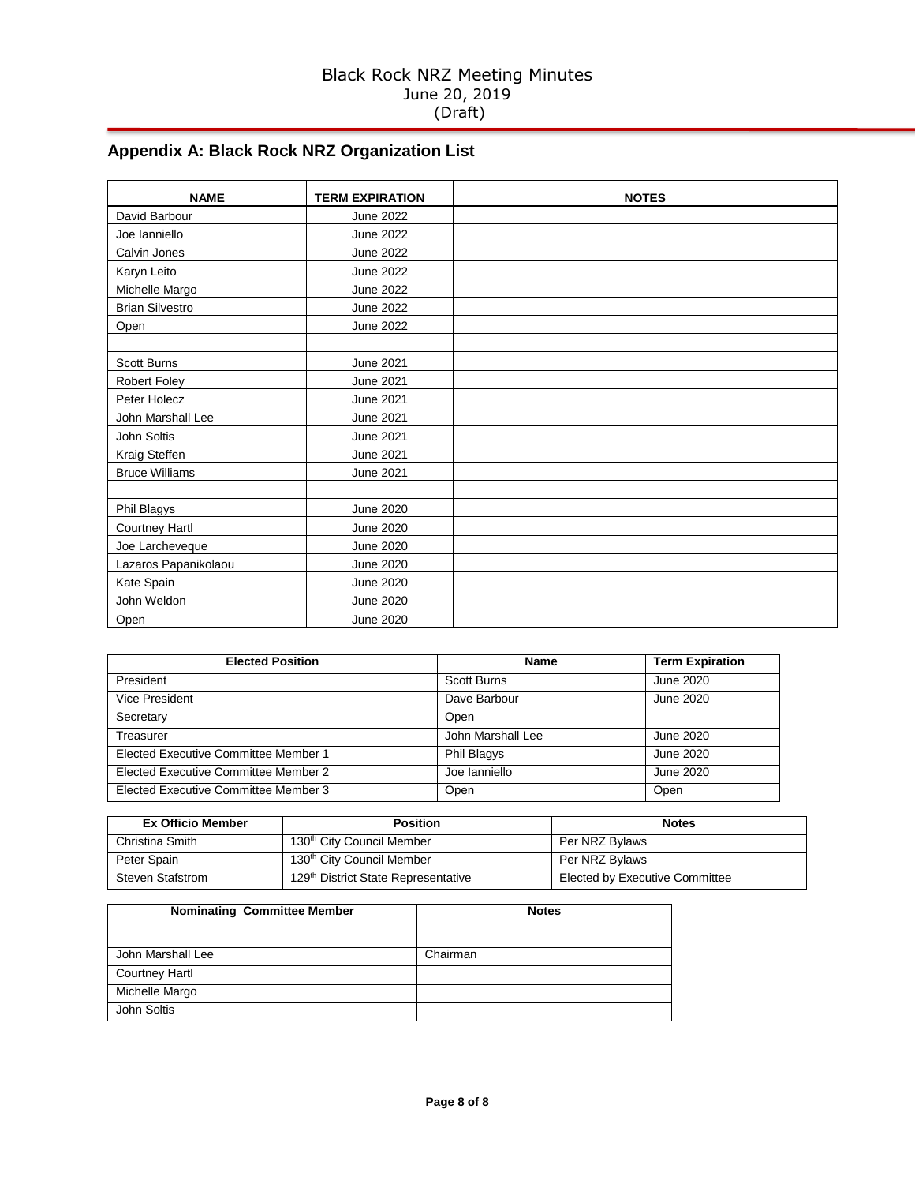## Appendix A: Black Rock NRZ Organization List

| NAME | TERM EXPIRATION | NOTES |
|---|---|---|
| David Barbour | June 2022 | |
| Joe Ianniello | June 2022 | |
| Calvin Jones | June 2022 | |
| Karyn Leito | June 2022 | |
| Michelle Margo | June 2022 | |
| Brian Silvestro | June 2022 | |
| Open | June 2022 | |
| | | |
| Scott Burns | June 2021 | |
| Robert Foley | June 2021 | |
| Peter Holecz | June 2021 | |
| John Marshall Lee | June 2021 | |
| John Soltis | June 2021 | |
| Kraig Steffen | June 2021 | |
| Bruce Williams | June 2021 | |
| | | |
| Phil Blagys | June 2020 | |
| Courtney Hartl | June 2020 | |
| Joe Larcheveque | June 2020 | |
| Lazaros Papanikolaou | June 2020 | |
| Kate Spain | June 2020 | |
| John Weldon | June 2020 | |
| Open | June 2020 | |

| Elected Position | Name | Term Expiration |
|---|---|---|
| President | Scott Burns | June 2020 |
| Vice President | Dave Barbour | June 2020 |
| Secretary | Open | |
| Treasurer | John Marshall Lee | June 2020 |
| Elected Executive Committee Member 1 | Phil Blagys | June 2020 |
| Elected Executive Committee Member 2 | Joe Ianniello | June 2020 |
| Elected Executive Committee Member 3 | Open | Open |

| Ex Officio Member | Position | Notes |
|---|---|---|
| Christina Smith | 130th City Council Member | Per NRZ Bylaws |
| Peter Spain | 130th City Council Member | Per NRZ Bylaws |
| Steven Stafstrom | 129th District State Representative | Elected by Executive Committee |

| Nominating Committee Member | Notes |
|---|---|
| John Marshall Lee | Chairman |
| Courtney Hartl | |
| Michelle Margo | |
| John Soltis | |